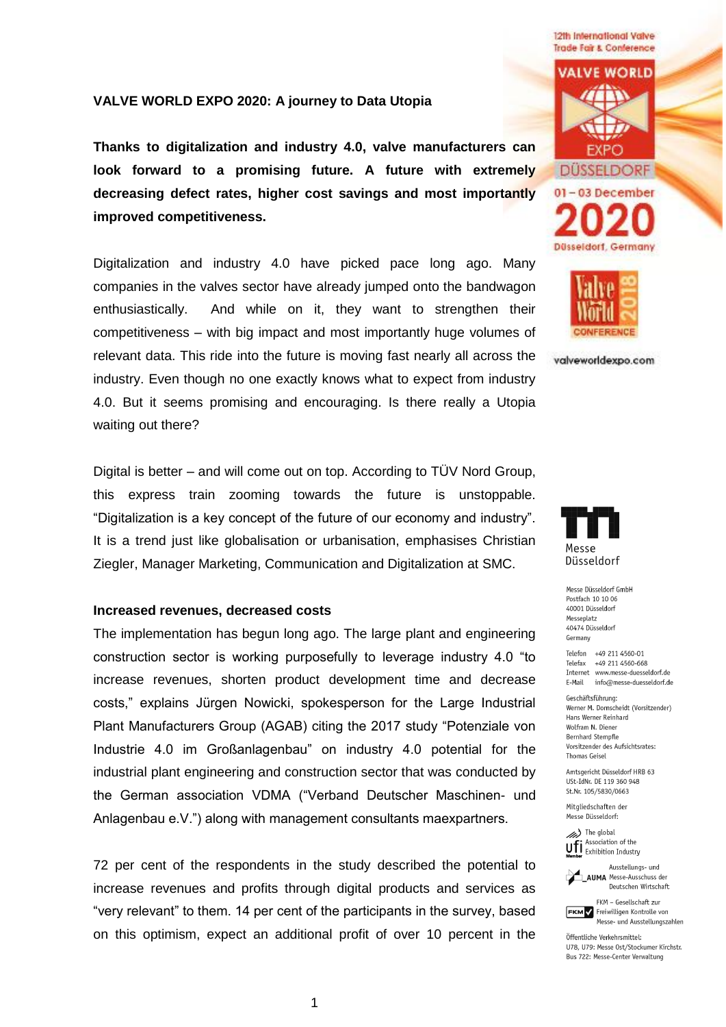**VALVE WORLD EXPO 2020: A journey to Data Utopia**

**Thanks to digitalization and industry 4.0, valve manufacturers can look forward to a promising future. A future with extremely decreasing defect rates, higher cost savings and most importantly improved competitiveness.**

Digitalization and industry 4.0 have picked pace long ago. Many companies in the valves sector have already jumped onto the bandwagon enthusiastically. And while on it, they want to strengthen their competitiveness – with big impact and most importantly huge volumes of relevant data. This ride into the future is moving fast nearly all across the industry. Even though no one exactly knows what to expect from industry 4.0. But it seems promising and encouraging. Is there really a Utopia waiting out there?

Digital is better – and will come out on top. According to TÜV Nord Group, this express train zooming towards the future is unstoppable. "Digitalization is a key concept of the future of our economy and industry". It is a trend just like globalisation or urbanisation, emphasises Christian Ziegler, Manager Marketing, Communication and Digitalization at SMC.

**Increased revenues, decreased costs**

The implementation has begun long ago. The large plant and engineering construction sector is working purposefully to leverage industry 4.0 "to increase revenues, shorten product development time and decrease costs," explains Jürgen Nowicki, spokesperson for the Large Industrial Plant Manufacturers Group (AGAB) citing the 2017 study "Potenziale von Industrie 4.0 im Großanlagenbau" on industry 4.0 potential for the industrial plant engineering and construction sector that was conducted by the German association VDMA ("Verband Deutscher Maschinen- und Anlagenbau e.V.") along with management consultants maexpartners.

72 per cent of the respondents in the study described the potential to increase revenues and profits through digital products and services as "very relevant" to them. 14 per cent of the participants in the survey, based on this optimism, expect an additional profit of over 10 percent in the

12th International Valve Trade Fair & Conference
VALVE WORLD EXPO DÜSSELDORF
01 – 03 December 2020
Düsseldorf, Germany
Valve World 2018 Conference
valveworldexpo.com

Messe Düsseldorf

Messe Düsseldorf GmbH
Postfach 10 10 06
40001 Düsseldorf
Messeplatz
40474 Düsseldorf
Germany

Telefon +49 211 4560-01
Telefax +49 211 4560-668
Internet www.messe-duesseldorf.de
E-Mail info@messe-duesseldorf.de

Geschäftsführung:
Werner M. Dornscheidt (Vorsitzender)
Hans Werner Reinhard
Wolfram N. Diener
Bernhard Stempfle
Vorsitzender des Aufsichtsrates:
Thomas Geisel

Amtsgericht Düsseldorf HRB 63
USt-IdNr. DE 119 360 948
St.Nr. 105/5830/0663

Mitgliedschaften der
Messe Düsseldorf:

ufi Member – The global Association of the Exhibition Industry

AUMA – Ausstellungs- und Messe-Ausschuss der Deutschen Wirtschaft

FKM – Gesellschaft zur Freiwilligen Kontrolle von Messe- und Ausstellungszahlen

Öffentliche Verkehrsmittel:
U78, U79: Messe Ost/Stockumer Kirchstr.
Bus 722: Messe-Center Verwaltung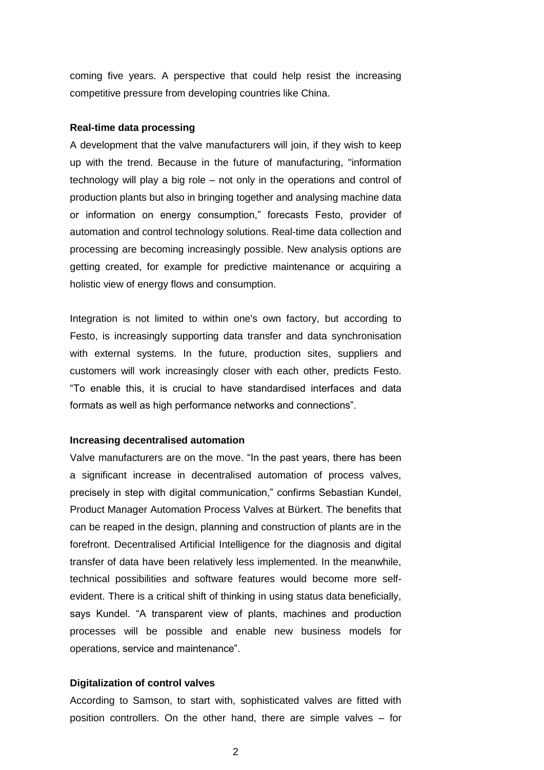coming five years. A perspective that could help resist the increasing competitive pressure from developing countries like China.

### Real-time data processing

A development that the valve manufacturers will join, if they wish to keep up with the trend. Because in the future of manufacturing, "information technology will play a big role – not only in the operations and control of production plants but also in bringing together and analysing machine data or information on energy consumption," forecasts Festo, provider of automation and control technology solutions. Real-time data collection and processing are becoming increasingly possible. New analysis options are getting created, for example for predictive maintenance or acquiring a holistic view of energy flows and consumption.

Integration is not limited to within one's own factory, but according to Festo, is increasingly supporting data transfer and data synchronisation with external systems. In the future, production sites, suppliers and customers will work increasingly closer with each other, predicts Festo. "To enable this, it is crucial to have standardised interfaces and data formats as well as high performance networks and connections".

### Increasing decentralised automation

Valve manufacturers are on the move. "In the past years, there has been a significant increase in decentralised automation of process valves, precisely in step with digital communication," confirms Sebastian Kundel, Product Manager Automation Process Valves at Bürkert. The benefits that can be reaped in the design, planning and construction of plants are in the forefront. Decentralised Artificial Intelligence for the diagnosis and digital transfer of data have been relatively less implemented. In the meanwhile, technical possibilities and software features would become more self-evident. There is a critical shift of thinking in using status data beneficially, says Kundel. "A transparent view of plants, machines and production processes will be possible and enable new business models for operations, service and maintenance".

### Digitalization of control valves

According to Samson, to start with, sophisticated valves are fitted with position controllers. On the other hand, there are simple valves – for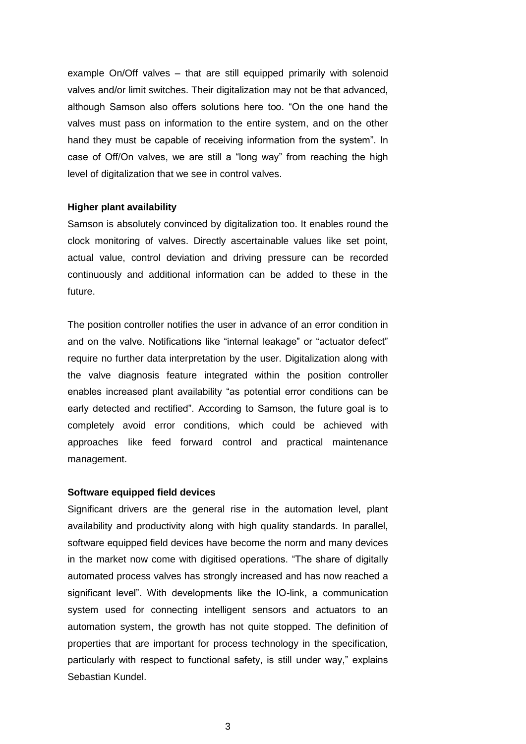example On/Off valves – that are still equipped primarily with solenoid valves and/or limit switches. Their digitalization may not be that advanced, although Samson also offers solutions here too. "On the one hand the valves must pass on information to the entire system, and on the other hand they must be capable of receiving information from the system". In case of Off/On valves, we are still a "long way" from reaching the high level of digitalization that we see in control valves.

**Higher plant availability**

Samson is absolutely convinced by digitalization too. It enables round the clock monitoring of valves. Directly ascertainable values like set point, actual value, control deviation and driving pressure can be recorded continuously and additional information can be added to these in the future.

The position controller notifies the user in advance of an error condition in and on the valve. Notifications like "internal leakage" or "actuator defect" require no further data interpretation by the user. Digitalization along with the valve diagnosis feature integrated within the position controller enables increased plant availability "as potential error conditions can be early detected and rectified". According to Samson, the future goal is to completely avoid error conditions, which could be achieved with approaches like feed forward control and practical maintenance management.

**Software equipped field devices**

Significant drivers are the general rise in the automation level, plant availability and productivity along with high quality standards. In parallel, software equipped field devices have become the norm and many devices in the market now come with digitised operations. "The share of digitally automated process valves has strongly increased and has now reached a significant level". With developments like the IO-link, a communication system used for connecting intelligent sensors and actuators to an automation system, the growth has not quite stopped. The definition of properties that are important for process technology in the specification, particularly with respect to functional safety, is still under way," explains Sebastian Kundel.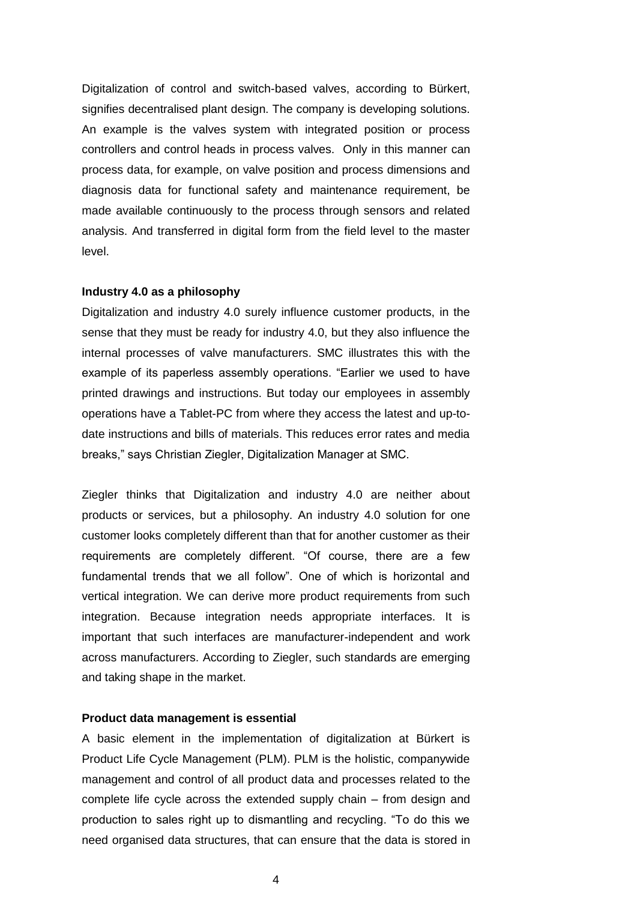Digitalization of control and switch-based valves, according to Bürkert, signifies decentralised plant design. The company is developing solutions. An example is the valves system with integrated position or process controllers and control heads in process valves. Only in this manner can process data, for example, on valve position and process dimensions and diagnosis data for functional safety and maintenance requirement, be made available continuously to the process through sensors and related analysis. And transferred in digital form from the field level to the master level.

**Industry 4.0 as a philosophy**

Digitalization and industry 4.0 surely influence customer products, in the sense that they must be ready for industry 4.0, but they also influence the internal processes of valve manufacturers. SMC illustrates this with the example of its paperless assembly operations. "Earlier we used to have printed drawings and instructions. But today our employees in assembly operations have a Tablet-PC from where they access the latest and up-to-date instructions and bills of materials. This reduces error rates and media breaks," says Christian Ziegler, Digitalization Manager at SMC.

Ziegler thinks that Digitalization and industry 4.0 are neither about products or services, but a philosophy. An industry 4.0 solution for one customer looks completely different than that for another customer as their requirements are completely different. "Of course, there are a few fundamental trends that we all follow". One of which is horizontal and vertical integration. We can derive more product requirements from such integration. Because integration needs appropriate interfaces. It is important that such interfaces are manufacturer-independent and work across manufacturers. According to Ziegler, such standards are emerging and taking shape in the market.

**Product data management is essential**

A basic element in the implementation of digitalization at Bürkert is Product Life Cycle Management (PLM). PLM is the holistic, companywide management and control of all product data and processes related to the complete life cycle across the extended supply chain – from design and production to sales right up to dismantling and recycling. "To do this we need organised data structures, that can ensure that the data is stored in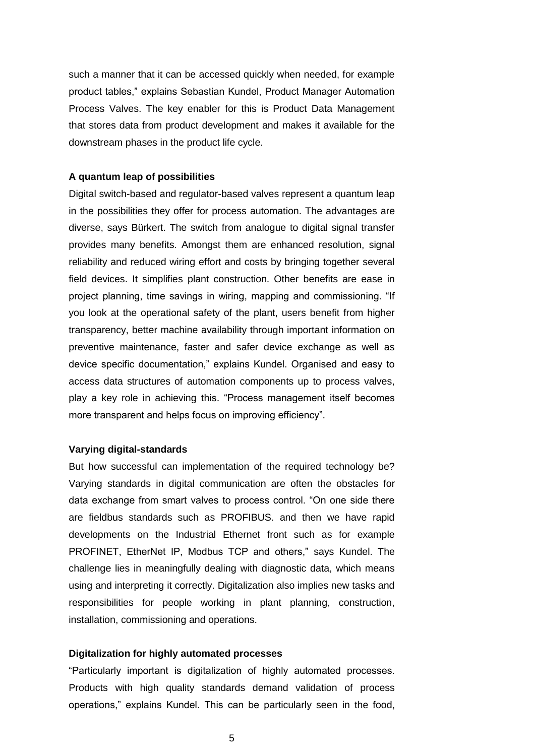such a manner that it can be accessed quickly when needed, for example product tables," explains Sebastian Kundel, Product Manager Automation Process Valves. The key enabler for this is Product Data Management that stores data from product development and makes it available for the downstream phases in the product life cycle.

**A quantum leap of possibilities**

Digital switch-based and regulator-based valves represent a quantum leap in the possibilities they offer for process automation. The advantages are diverse, says Bürkert. The switch from analogue to digital signal transfer provides many benefits. Amongst them are enhanced resolution, signal reliability and reduced wiring effort and costs by bringing together several field devices. It simplifies plant construction. Other benefits are ease in project planning, time savings in wiring, mapping and commissioning. "If you look at the operational safety of the plant, users benefit from higher transparency, better machine availability through important information on preventive maintenance, faster and safer device exchange as well as device specific documentation," explains Kundel. Organised and easy to access data structures of automation components up to process valves, play a key role in achieving this. "Process management itself becomes more transparent and helps focus on improving efficiency".

**Varying digital-standards**

But how successful can implementation of the required technology be? Varying standards in digital communication are often the obstacles for data exchange from smart valves to process control. "On one side there are fieldbus standards such as PROFIBUS. and then we have rapid developments on the Industrial Ethernet front such as for example PROFINET, EtherNet IP, Modbus TCP and others," says Kundel. The challenge lies in meaningfully dealing with diagnostic data, which means using and interpreting it correctly. Digitalization also implies new tasks and responsibilities for people working in plant planning, construction, installation, commissioning and operations.

**Digitalization for highly automated processes**

"Particularly important is digitalization of highly automated processes. Products with high quality standards demand validation of process operations," explains Kundel. This can be particularly seen in the food,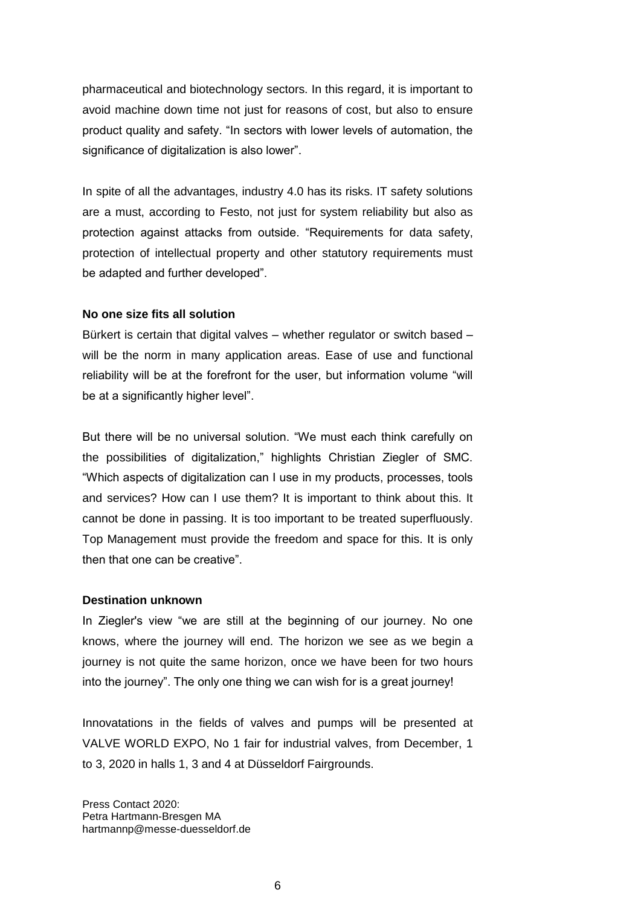pharmaceutical and biotechnology sectors. In this regard, it is important to avoid machine down time not just for reasons of cost, but also to ensure product quality and safety. "In sectors with lower levels of automation, the significance of digitalization is also lower".

In spite of all the advantages, industry 4.0 has its risks. IT safety solutions are a must, according to Festo, not just for system reliability but also as protection against attacks from outside. "Requirements for data safety, protection of intellectual property and other statutory requirements must be adapted and further developed".

**No one size fits all solution**

Bürkert is certain that digital valves – whether regulator or switch based – will be the norm in many application areas. Ease of use and functional reliability will be at the forefront for the user, but information volume "will be at a significantly higher level".

But there will be no universal solution. "We must each think carefully on the possibilities of digitalization," highlights Christian Ziegler of SMC. "Which aspects of digitalization can I use in my products, processes, tools and services? How can I use them? It is important to think about this. It cannot be done in passing. It is too important to be treated superfluously. Top Management must provide the freedom and space for this. It is only then that one can be creative".

**Destination unknown**

In Ziegler's view "we are still at the beginning of our journey. No one knows, where the journey will end. The horizon we see as we begin a journey is not quite the same horizon, once we have been for two hours into the journey". The only one thing we can wish for is a great journey!

Innovatations in the fields of valves and pumps will be presented at VALVE WORLD EXPO, No 1 fair for industrial valves, from December, 1 to 3, 2020 in halls 1, 3 and 4 at Düsseldorf Fairgrounds.

Press Contact 2020:
Petra Hartmann-Bresgen MA
hartmannp@messe-duesseldorf.de